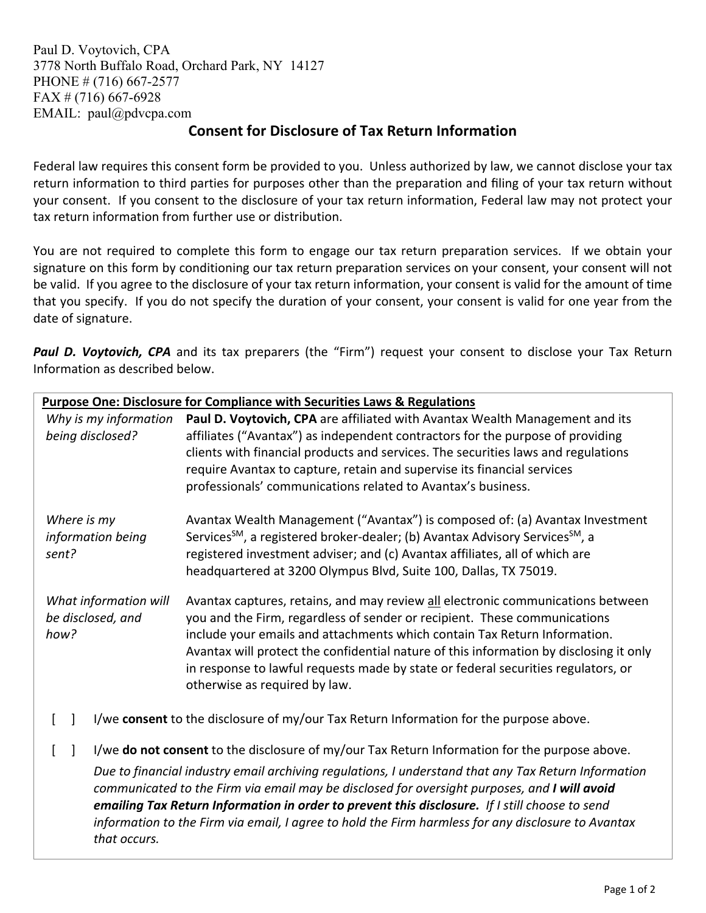Paul D. Voytovich, CPA
3778 North Buffalo Road, Orchard Park, NY 14127
PHONE # (716) 667-2577
FAX # (716) 667-6928
EMAIL: paul@pdvcpa.com

## Consent for Disclosure of Tax Return Information

Federal law requires this consent form be provided to you. Unless authorized by law, we cannot disclose your tax return information to third parties for purposes other than the preparation and filing of your tax return without your consent. If you consent to the disclosure of your tax return information, Federal law may not protect your tax return information from further use or distribution.

You are not required to complete this form to engage our tax return preparation services. If we obtain your signature on this form by conditioning our tax return preparation services on your consent, your consent will not be valid. If you agree to the disclosure of your tax return information, your consent is valid for the amount of time that you specify. If you do not specify the duration of your consent, your consent is valid for one year from the date of signature.

***Paul D. Voytovich, CPA*** and its tax preparers (the "Firm") request your consent to disclose your Tax Return Information as described below.

**Purpose One: Disclosure for Compliance with Securities Laws & Regulations**

| | |
|---|---|
| *Why is my information being disclosed?* | **Paul D. Voytovich, CPA** are affiliated with Avantax Wealth Management and its affiliates ("Avantax") as independent contractors for the purpose of providing clients with financial products and services. The securities laws and regulations require Avantax to capture, retain and supervise its financial services professionals' communications related to Avantax's business. |
| *Where is my information being sent?* | Avantax Wealth Management ("Avantax") is composed of: (a) Avantax Investment Services$^{SM}$, a registered broker-dealer; (b) Avantax Advisory Services$^{SM}$, a registered investment adviser; and (c) Avantax affiliates, all of which are headquartered at 3200 Olympus Blvd, Suite 100, Dallas, TX 75019. |
| *What information will be disclosed, and how?* | Avantax captures, retains, and may review all electronic communications between you and the Firm, regardless of sender or recipient. These communications include your emails and attachments which contain Tax Return Information. Avantax will protect the confidential nature of this information by disclosing it only in response to lawful requests made by state or federal securities regulators, or otherwise as required by law. |

[ ] I/we **consent** to the disclosure of my/our Tax Return Information for the purpose above.

[ ] I/we **do not consent** to the disclosure of my/our Tax Return Information for the purpose above.
*Due to financial industry email archiving regulations, I understand that any Tax Return Information communicated to the Firm via email may be disclosed for oversight purposes, and **I will avoid emailing Tax Return Information in order to prevent this disclosure.** If I still choose to send information to the Firm via email, I agree to hold the Firm harmless for any disclosure to Avantax that occurs.*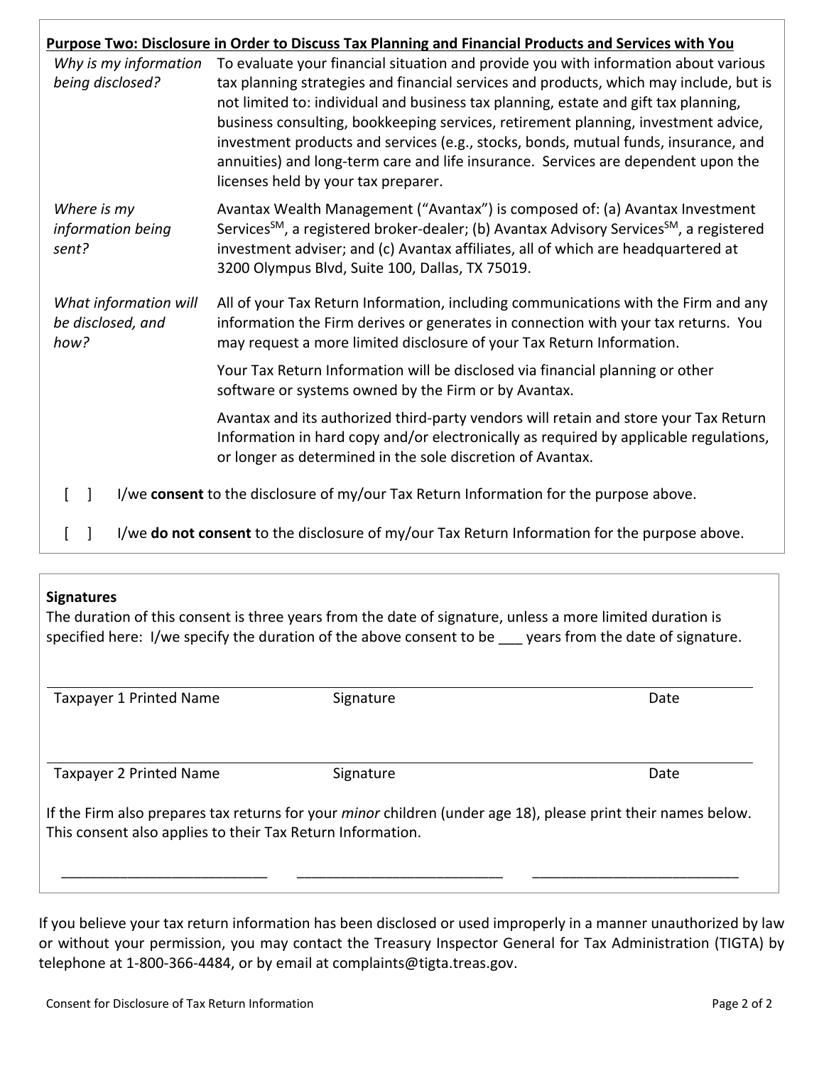**Purpose Two: Disclosure in Order to Discuss Tax Planning and Financial Products and Services with You**

| | |
|---|---|
| *Why is my information being disclosed?* | To evaluate your financial situation and provide you with information about various tax planning strategies and financial services and products, which may include, but is not limited to: individual and business tax planning, estate and gift tax planning, business consulting, bookkeeping services, retirement planning, investment advice, investment products and services (e.g., stocks, bonds, mutual funds, insurance, and annuities) and long-term care and life insurance. Services are dependent upon the licenses held by your tax preparer. |
| *Where is my information being sent?* | Avantax Wealth Management ("Avantax") is composed of: (a) Avantax Investment Services[SM], a registered broker-dealer; (b) Avantax Advisory Services[SM], a registered investment adviser; and (c) Avantax affiliates, all of which are headquartered at 3200 Olympus Blvd, Suite 100, Dallas, TX 75019. |
| *What information will be disclosed, and how?* | All of your Tax Return Information, including communications with the Firm and any information the Firm derives or generates in connection with your tax returns. You may request a more limited disclosure of your Tax Return Information. <br><br> Your Tax Return Information will be disclosed via financial planning or other software or systems owned by the Firm or by Avantax. <br><br> Avantax and its authorized third-party vendors will retain and store your Tax Return Information in hard copy and/or electronically as required by applicable regulations, or longer as determined in the sole discretion of Avantax. |

[ ] I/we **consent** to the disclosure of my/our Tax Return Information for the purpose above.

[ ] I/we **do not consent** to the disclosure of my/our Tax Return Information for the purpose above.

**Signatures**

The duration of this consent is three years from the date of signature, unless a more limited duration is specified here: I/we specify the duration of the above consent to be ___ years from the date of signature.

Taxpayer 1 Printed Name Signature Date

Taxpayer 2 Printed Name Signature Date

If the Firm also prepares tax returns for your *minor* children (under age 18), please print their names below. This consent also applies to their Tax Return Information.

___________________________ ___________________________ ___________________________

If you believe your tax return information has been disclosed or used improperly in a manner unauthorized by law or without your permission, you may contact the Treasury Inspector General for Tax Administration (TIGTA) by telephone at 1-800-366-4484, or by email at complaints@tigta.treas.gov.